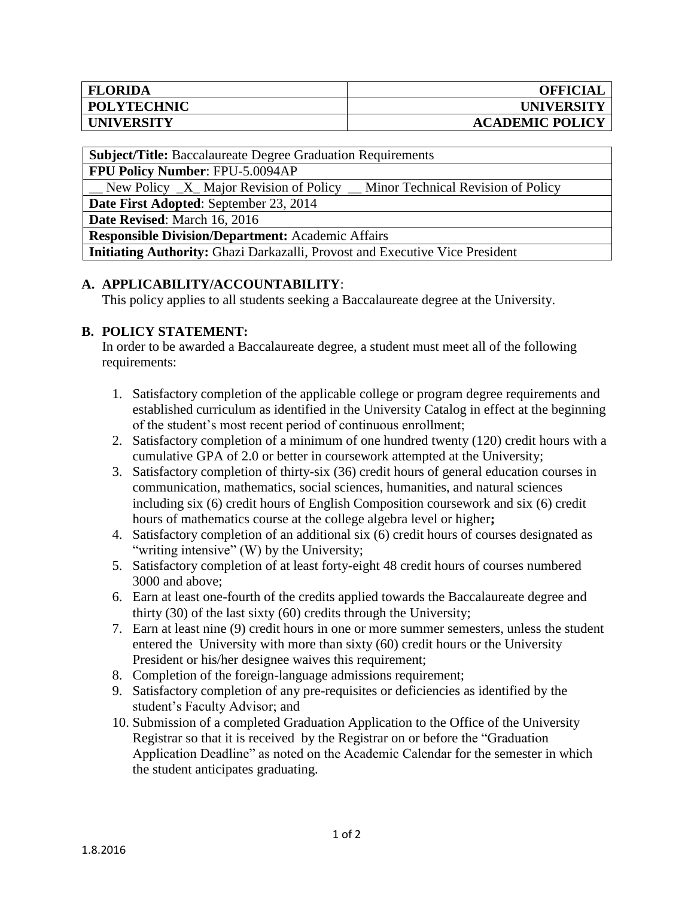| FLORIDA | OFFICIAL |
|---|---|
| POLYTECHNIC | UNIVERSITY |
| UNIVERSITY | ACADEMIC POLICY |

| **Subject/Title:** Baccalaureate Degree Graduation Requirements |
|---|
| **FPU Policy Number**: FPU-5.0094AP |
| __ New Policy _X_ Major Revision of Policy __ Minor Technical Revision of Policy |
| **Date First Adopted**: September 23, 2014 |
| **Date Revised**: March 16, 2016 |
| **Responsible Division/Department:** Academic Affairs |
| **Initiating Authority:** Ghazi Darkazalli, Provost and Executive Vice President |

## A. APPLICABILITY/ACCOUNTABILITY:

This policy applies to all students seeking a Baccalaureate degree at the University.

## B. POLICY STATEMENT:

In order to be awarded a Baccalaureate degree, a student must meet all of the following requirements:

1. Satisfactory completion of the applicable college or program degree requirements and established curriculum as identified in the University Catalog in effect at the beginning of the student's most recent period of continuous enrollment;
2. Satisfactory completion of a minimum of one hundred twenty (120) credit hours with a cumulative GPA of 2.0 or better in coursework attempted at the University;
3. Satisfactory completion of thirty-six (36) credit hours of general education courses in communication, mathematics, social sciences, humanities, and natural sciences including six (6) credit hours of English Composition coursework and six (6) credit hours of mathematics course at the college algebra level or higher**;**
4. Satisfactory completion of an additional six (6) credit hours of courses designated as "writing intensive" (W) by the University;
5. Satisfactory completion of at least forty-eight 48 credit hours of courses numbered 3000 and above;
6. Earn at least one-fourth of the credits applied towards the Baccalaureate degree and thirty (30) of the last sixty (60) credits through the University;
7. Earn at least nine (9) credit hours in one or more summer semesters, unless the student entered the University with more than sixty (60) credit hours or the University President or his/her designee waives this requirement;
8. Completion of the foreign-language admissions requirement;
9. Satisfactory completion of any pre-requisites or deficiencies as identified by the student's Faculty Advisor; and
10. Submission of a completed Graduation Application to the Office of the University Registrar so that it is received by the Registrar on or before the "Graduation Application Deadline" as noted on the Academic Calendar for the semester in which the student anticipates graduating.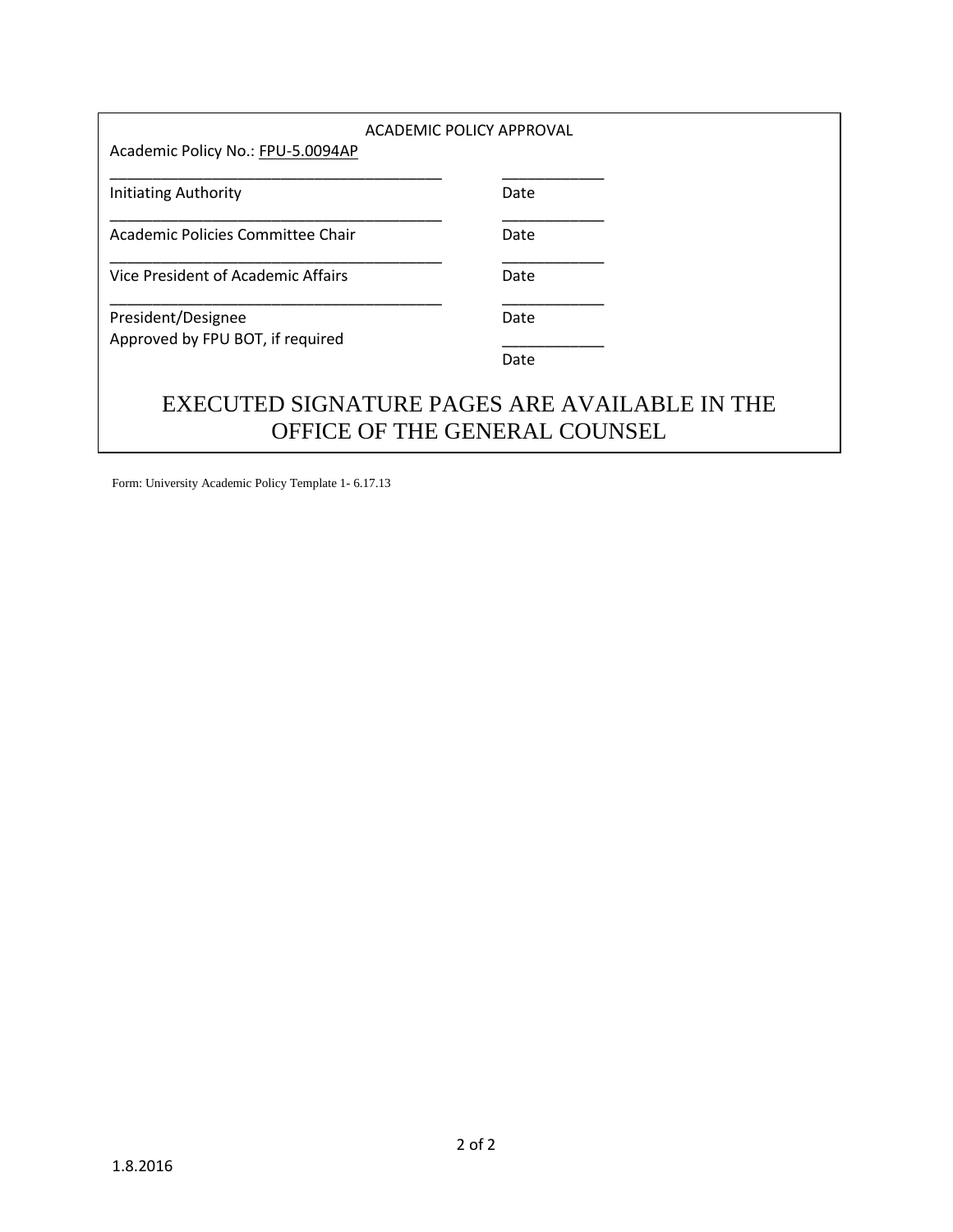ACADEMIC POLICY APPROVAL

Academic Policy No.: FPU-5.0094AP

| | |
|---|---|
| _______________________________________ | ____________ |
| Initiating Authority | Date |
| _______________________________________ | ____________ |
| Academic Policies Committee Chair | Date |
| _______________________________________ | ____________ |
| Vice President of Academic Affairs | Date |
| _______________________________________ | ____________ |
| President/Designee | Date |
| Approved by FPU BOT, if required | ____________ |
| | Date |

EXECUTED SIGNATURE PAGES ARE AVAILABLE IN THE OFFICE OF THE GENERAL COUNSEL

Form: University Academic Policy Template 1- 6.17.13

1.8.2016